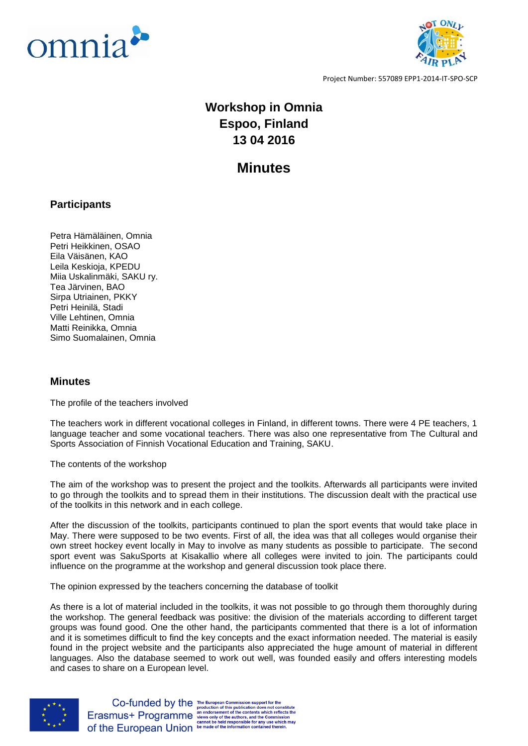Project Number: 557089 EPP1-2014-IT-SPO-SCP

# Workshop in Omnia
# Espoo, Finland
# 13 04 2016

# Minutes

## Participants

Petra Hämäläinen, Omnia
Petri Heikkinen, OSAO
Eila Väisänen, KAO
Leila Keskioja, KPEDU
Miia Uskalinmäki, SAKU ry.
Tea Järvinen, BAO
Sirpa Utriainen, PKKY
Petri Heinilä, Stadi
Ville Lehtinen, Omnia
Matti Reinikka, Omnia
Simo Suomalainen, Omnia

## Minutes

The profile of the teachers involved

The teachers work in different vocational colleges in Finland, in different towns. There were 4 PE teachers, 1 language teacher and some vocational teachers. There was also one representative from The Cultural and Sports Association of Finnish Vocational Education and Training, SAKU.

The contents of the workshop

The aim of the workshop was to present the project and the toolkits. Afterwards all participants were invited to go through the toolkits and to spread them in their institutions. The discussion dealt with the practical use of the toolkits in this network and in each college.

After the discussion of the toolkits, participants continued to plan the sport events that would take place in May. There were supposed to be two events. First of all, the idea was that all colleges would organise their own street hockey event locally in May to involve as many students as possible to participate. The second sport event was SakuSports at Kisakallio where all colleges were invited to join. The participants could influence on the programme at the workshop and general discussion took place there.

The opinion expressed by the teachers concerning the database of toolkit

As there is a lot of material included in the toolkits, it was not possible to go through them thoroughly during the workshop. The general feedback was positive: the division of the materials according to different target groups was found good. One the other hand, the participants commented that there is a lot of information and it is sometimes difficult to find the key concepts and the exact information needed. The material is easily found in the project website and the participants also appreciated the huge amount of material in different languages. Also the database seemed to work out well, was founded easily and offers interesting models and cases to share on a European level.

Co-funded by the Erasmus+ Programme of the European Union

The European Commission support for the production of this publication does not constitute an endorsement of the contents which reflects the views only of the authors, and the Commission cannot be held responsible for any use which may be made of the information contained therein.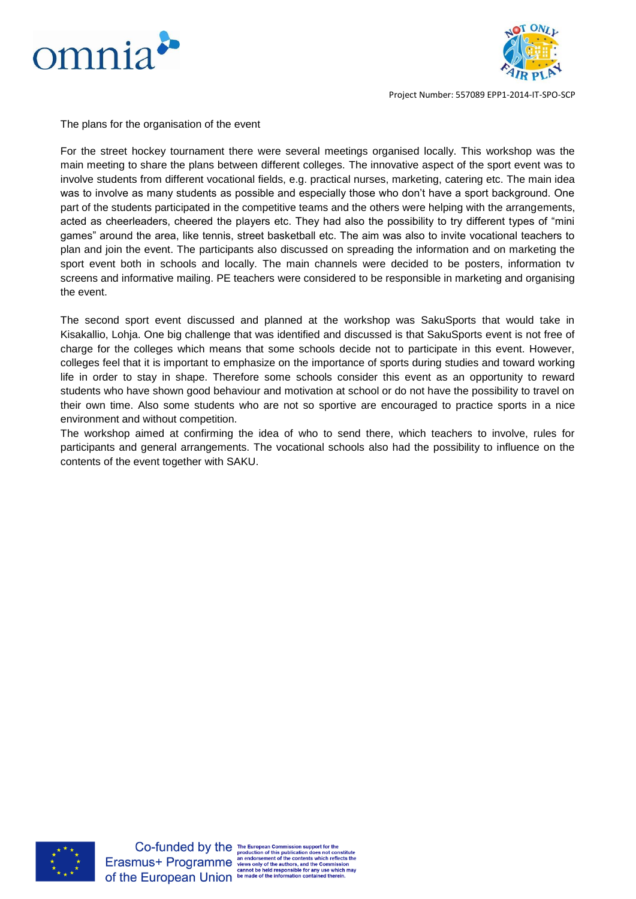The plans for the organisation of the event

For the street hockey tournament there were several meetings organised locally. This workshop was the main meeting to share the plans between different colleges. The innovative aspect of the sport event was to involve students from different vocational fields, e.g. practical nurses, marketing, catering etc. The main idea was to involve as many students as possible and especially those who don't have a sport background. One part of the students participated in the competitive teams and the others were helping with the arrangements, acted as cheerleaders, cheered the players etc. They had also the possibility to try different types of "mini games" around the area, like tennis, street basketball etc. The aim was also to invite vocational teachers to plan and join the event. The participants also discussed on spreading the information and on marketing the sport event both in schools and locally. The main channels were decided to be posters, information tv screens and informative mailing. PE teachers were considered to be responsible in marketing and organising the event.

The second sport event discussed and planned at the workshop was SakuSports that would take in Kisakallio, Lohja. One big challenge that was identified and discussed is that SakuSports event is not free of charge for the colleges which means that some schools decide not to participate in this event. However, colleges feel that it is important to emphasize on the importance of sports during studies and toward working life in order to stay in shape. Therefore some schools consider this event as an opportunity to reward students who have shown good behaviour and motivation at school or do not have the possibility to travel on their own time. Also some students who are not so sportive are encouraged to practice sports in a nice environment and without competition.

The workshop aimed at confirming the idea of who to send there, which teachers to involve, rules for participants and general arrangements. The vocational schools also had the possibility to influence on the contents of the event together with SAKU.